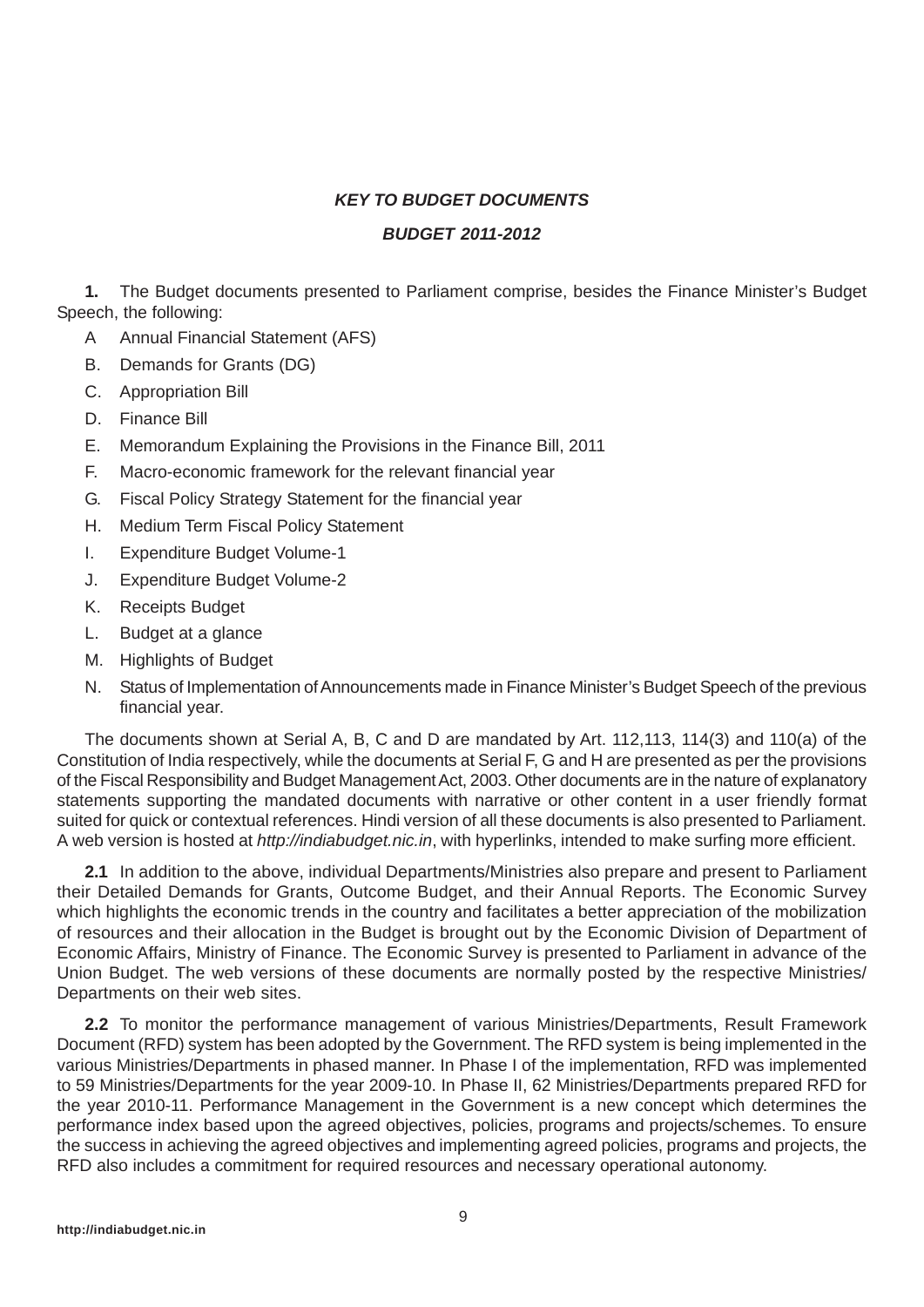## *KEY TO BUDGET DOCUMENTS*

## *BUDGET 2011-2012*

**1.** The Budget documents presented to Parliament comprise, besides the Finance Minister's Budget Speech, the following:

- A Annual Financial Statement (AFS)
- B. Demands for Grants (DG)
- C. Appropriation Bill
- D. Finance Bill
- E. Memorandum Explaining the Provisions in the Finance Bill, 2011
- F. Macro-economic framework for the relevant financial year
- G. Fiscal Policy Strategy Statement for the financial year
- H. Medium Term Fiscal Policy Statement
- I. Expenditure Budget Volume-1
- J. Expenditure Budget Volume-2
- K. Receipts Budget
- L. Budget at a glance
- M. Highlights of Budget
- N. Status of Implementation of Announcements made in Finance Minister's Budget Speech of the previous financial year.

The documents shown at Serial A, B, C and D are mandated by Art. 112,113, 114(3) and 110(a) of the Constitution of India respectively, while the documents at Serial F, G and H are presented as per the provisions of the Fiscal Responsibility and Budget Management Act, 2003. Other documents are in the nature of explanatory statements supporting the mandated documents with narrative or other content in a user friendly format suited for quick or contextual references. Hindi version of all these documents is also presented to Parliament. A web version is hosted at *http://indiabudget.nic.in*, with hyperlinks, intended to make surfing more efficient.

**2.1** In addition to the above, individual Departments/Ministries also prepare and present to Parliament their Detailed Demands for Grants, Outcome Budget, and their Annual Reports. The Economic Survey which highlights the economic trends in the country and facilitates a better appreciation of the mobilization of resources and their allocation in the Budget is brought out by the Economic Division of Department of Economic Affairs, Ministry of Finance. The Economic Survey is presented to Parliament in advance of the Union Budget. The web versions of these documents are normally posted by the respective Ministries/ Departments on their web sites.

**2.2** To monitor the performance management of various Ministries/Departments, Result Framework Document (RFD) system has been adopted by the Government. The RFD system is being implemented in the various Ministries/Departments in phased manner. In Phase I of the implementation, RFD was implemented to 59 Ministries/Departments for the year 2009-10. In Phase II, 62 Ministries/Departments prepared RFD for the year 2010-11. Performance Management in the Government is a new concept which determines the performance index based upon the agreed objectives, policies, programs and projects/schemes. To ensure the success in achieving the agreed objectives and implementing agreed policies, programs and projects, the RFD also includes a commitment for required resources and necessary operational autonomy.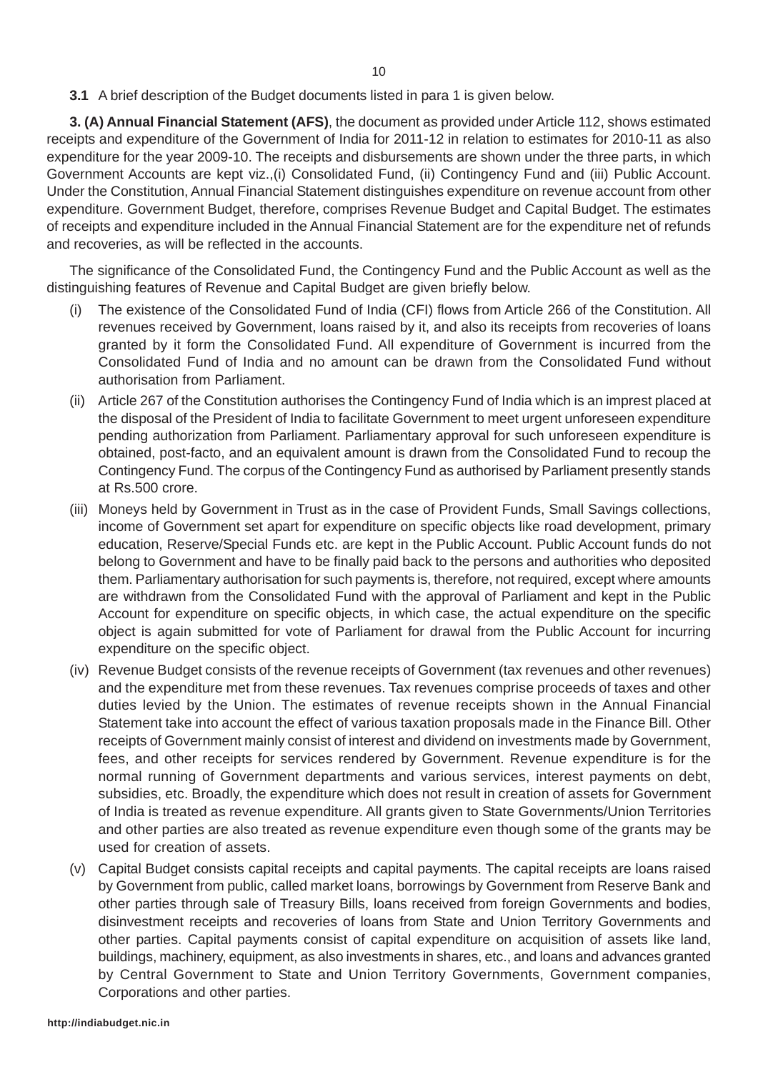**3.1** A brief description of the Budget documents listed in para 1 is given below.

**3. (A) Annual Financial Statement (AFS)**, the document as provided under Article 112, shows estimated receipts and expenditure of the Government of India for 2011-12 in relation to estimates for 2010-11 as also expenditure for the year 2009-10. The receipts and disbursements are shown under the three parts, in which Government Accounts are kept viz.,(i) Consolidated Fund, (ii) Contingency Fund and (iii) Public Account. Under the Constitution, Annual Financial Statement distinguishes expenditure on revenue account from other expenditure. Government Budget, therefore, comprises Revenue Budget and Capital Budget. The estimates of receipts and expenditure included in the Annual Financial Statement are for the expenditure net of refunds and recoveries, as will be reflected in the accounts.

The significance of the Consolidated Fund, the Contingency Fund and the Public Account as well as the distinguishing features of Revenue and Capital Budget are given briefly below.

(i) The existence of the Consolidated Fund of India (CFI) flows from Article 266 of the Constitution. All revenues received by Government, loans raised by it, and also its receipts from recoveries of loans granted by it form the Consolidated Fund. All expenditure of Government is incurred from the Consolidated Fund of India and no amount can be drawn from the Consolidated Fund without authorisation from Parliament.

(ii) Article 267 of the Constitution authorises the Contingency Fund of India which is an imprest placed at the disposal of the President of India to facilitate Government to meet urgent unforeseen expenditure pending authorization from Parliament. Parliamentary approval for such unforeseen expenditure is obtained, post-facto, and an equivalent amount is drawn from the Consolidated Fund to recoup the Contingency Fund. The corpus of the Contingency Fund as authorised by Parliament presently stands at Rs.500 crore.

(iii) Moneys held by Government in Trust as in the case of Provident Funds, Small Savings collections, income of Government set apart for expenditure on specific objects like road development, primary education, Reserve/Special Funds etc. are kept in the Public Account. Public Account funds do not belong to Government and have to be finally paid back to the persons and authorities who deposited them. Parliamentary authorisation for such payments is, therefore, not required, except where amounts are withdrawn from the Consolidated Fund with the approval of Parliament and kept in the Public Account for expenditure on specific objects, in which case, the actual expenditure on the specific object is again submitted for vote of Parliament for drawal from the Public Account for incurring expenditure on the specific object.

(iv) Revenue Budget consists of the revenue receipts of Government (tax revenues and other revenues) and the expenditure met from these revenues. Tax revenues comprise proceeds of taxes and other duties levied by the Union. The estimates of revenue receipts shown in the Annual Financial Statement take into account the effect of various taxation proposals made in the Finance Bill. Other receipts of Government mainly consist of interest and dividend on investments made by Government, fees, and other receipts for services rendered by Government. Revenue expenditure is for the normal running of Government departments and various services, interest payments on debt, subsidies, etc. Broadly, the expenditure which does not result in creation of assets for Government of India is treated as revenue expenditure. All grants given to State Governments/Union Territories and other parties are also treated as revenue expenditure even though some of the grants may be used for creation of assets.

(v) Capital Budget consists capital receipts and capital payments. The capital receipts are loans raised by Government from public, called market loans, borrowings by Government from Reserve Bank and other parties through sale of Treasury Bills, loans received from foreign Governments and bodies, disinvestment receipts and recoveries of loans from State and Union Territory Governments and other parties. Capital payments consist of capital expenditure on acquisition of assets like land, buildings, machinery, equipment, as also investments in shares, etc., and loans and advances granted by Central Government to State and Union Territory Governments, Government companies, Corporations and other parties.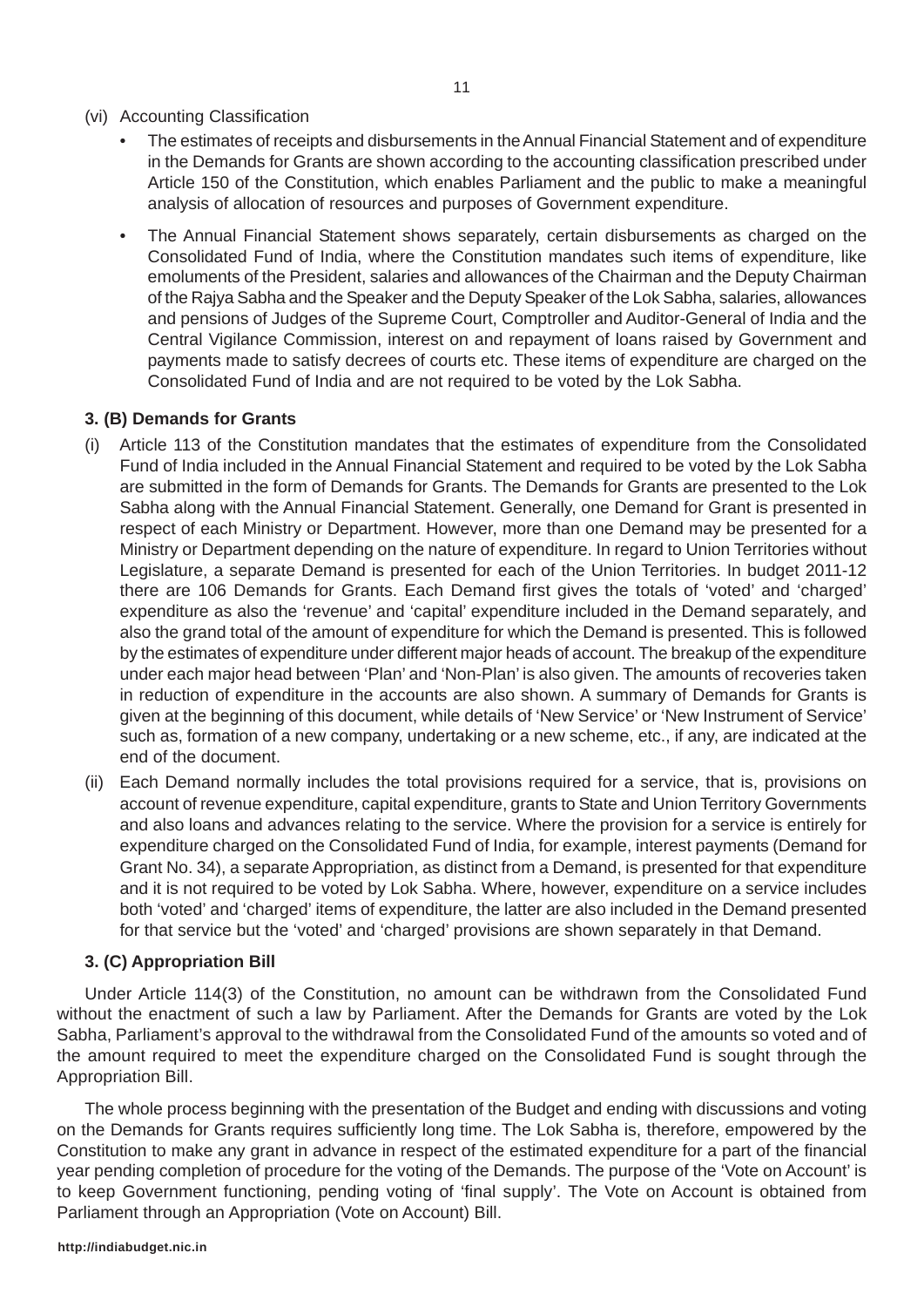(vi) Accounting Classification

- The estimates of receipts and disbursements in the Annual Financial Statement and of expenditure in the Demands for Grants are shown according to the accounting classification prescribed under Article 150 of the Constitution, which enables Parliament and the public to make a meaningful analysis of allocation of resources and purposes of Government expenditure.
- The Annual Financial Statement shows separately, certain disbursements as charged on the Consolidated Fund of India, where the Constitution mandates such items of expenditure, like emoluments of the President, salaries and allowances of the Chairman and the Deputy Chairman of the Rajya Sabha and the Speaker and the Deputy Speaker of the Lok Sabha, salaries, allowances and pensions of Judges of the Supreme Court, Comptroller and Auditor-General of India and the Central Vigilance Commission, interest on and repayment of loans raised by Government and payments made to satisfy decrees of courts etc. These items of expenditure are charged on the Consolidated Fund of India and are not required to be voted by the Lok Sabha.

### 3. (B) Demands for Grants

(i) Article 113 of the Constitution mandates that the estimates of expenditure from the Consolidated Fund of India included in the Annual Financial Statement and required to be voted by the Lok Sabha are submitted in the form of Demands for Grants. The Demands for Grants are presented to the Lok Sabha along with the Annual Financial Statement. Generally, one Demand for Grant is presented in respect of each Ministry or Department. However, more than one Demand may be presented for a Ministry or Department depending on the nature of expenditure. In regard to Union Territories without Legislature, a separate Demand is presented for each of the Union Territories. In budget 2011-12 there are 106 Demands for Grants. Each Demand first gives the totals of 'voted' and 'charged' expenditure as also the 'revenue' and 'capital' expenditure included in the Demand separately, and also the grand total of the amount of expenditure for which the Demand is presented. This is followed by the estimates of expenditure under different major heads of account. The breakup of the expenditure under each major head between 'Plan' and 'Non-Plan' is also given. The amounts of recoveries taken in reduction of expenditure in the accounts are also shown. A summary of Demands for Grants is given at the beginning of this document, while details of 'New Service' or 'New Instrument of Service' such as, formation of a new company, undertaking or a new scheme, etc., if any, are indicated at the end of the document.

(ii) Each Demand normally includes the total provisions required for a service, that is, provisions on account of revenue expenditure, capital expenditure, grants to State and Union Territory Governments and also loans and advances relating to the service. Where the provision for a service is entirely for expenditure charged on the Consolidated Fund of India, for example, interest payments (Demand for Grant No. 34), a separate Appropriation, as distinct from a Demand, is presented for that expenditure and it is not required to be voted by Lok Sabha. Where, however, expenditure on a service includes both 'voted' and 'charged' items of expenditure, the latter are also included in the Demand presented for that service but the 'voted' and 'charged' provisions are shown separately in that Demand.

### 3. (C) Appropriation Bill

Under Article 114(3) of the Constitution, no amount can be withdrawn from the Consolidated Fund without the enactment of such a law by Parliament. After the Demands for Grants are voted by the Lok Sabha, Parliament's approval to the withdrawal from the Consolidated Fund of the amounts so voted and of the amount required to meet the expenditure charged on the Consolidated Fund is sought through the Appropriation Bill.

The whole process beginning with the presentation of the Budget and ending with discussions and voting on the Demands for Grants requires sufficiently long time. The Lok Sabha is, therefore, empowered by the Constitution to make any grant in advance in respect of the estimated expenditure for a part of the financial year pending completion of procedure for the voting of the Demands. The purpose of the 'Vote on Account' is to keep Government functioning, pending voting of 'final supply'. The Vote on Account is obtained from Parliament through an Appropriation (Vote on Account) Bill.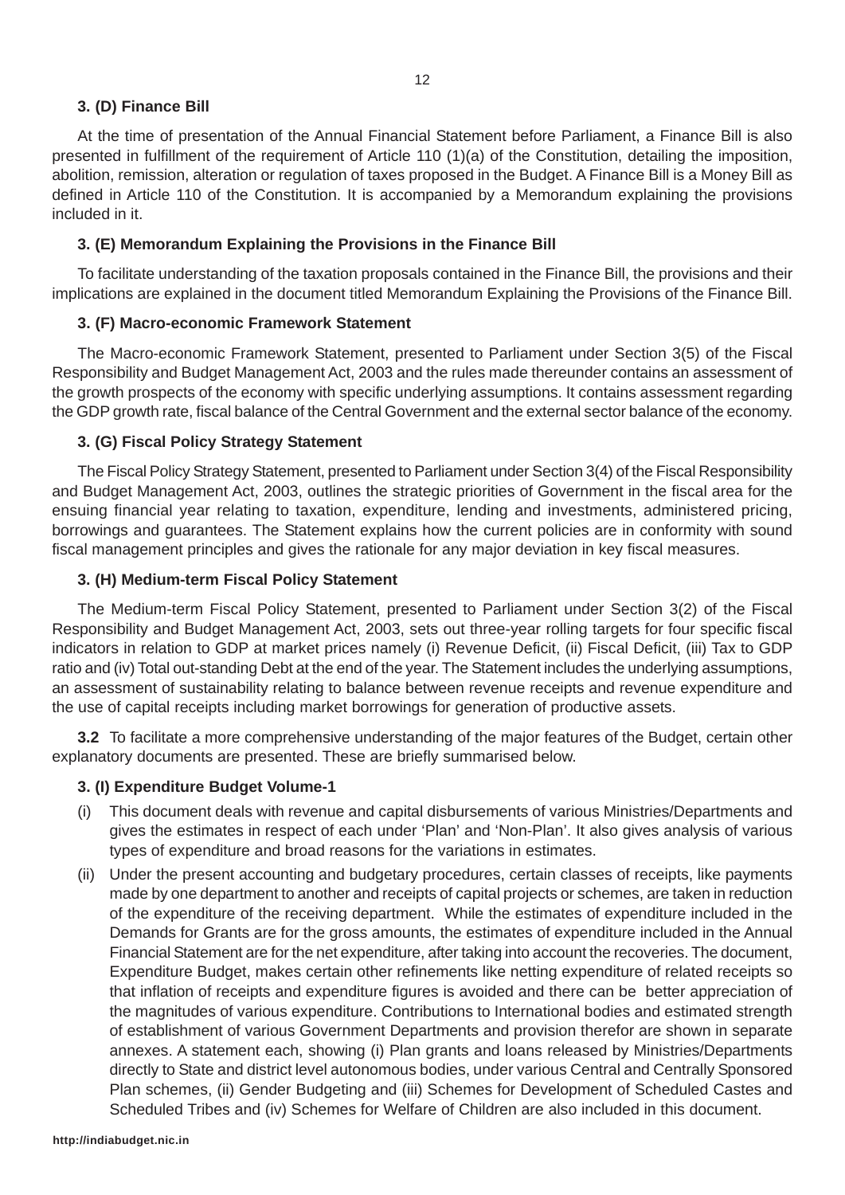### 3. (D) Finance Bill

At the time of presentation of the Annual Financial Statement before Parliament, a Finance Bill is also presented in fulfillment of the requirement of Article 110 (1)(a) of the Constitution, detailing the imposition, abolition, remission, alteration or regulation of taxes proposed in the Budget. A Finance Bill is a Money Bill as defined in Article 110 of the Constitution. It is accompanied by a Memorandum explaining the provisions included in it.

### 3. (E) Memorandum Explaining the Provisions in the Finance Bill

To facilitate understanding of the taxation proposals contained in the Finance Bill, the provisions and their implications are explained in the document titled Memorandum Explaining the Provisions of the Finance Bill.

### 3. (F) Macro-economic Framework Statement

The Macro-economic Framework Statement, presented to Parliament under Section 3(5) of the Fiscal Responsibility and Budget Management Act, 2003 and the rules made thereunder contains an assessment of the growth prospects of the economy with specific underlying assumptions. It contains assessment regarding the GDP growth rate, fiscal balance of the Central Government and the external sector balance of the economy.

### 3. (G) Fiscal Policy Strategy Statement

The Fiscal Policy Strategy Statement, presented to Parliament under Section 3(4) of the Fiscal Responsibility and Budget Management Act, 2003, outlines the strategic priorities of Government in the fiscal area for the ensuing financial year relating to taxation, expenditure, lending and investments, administered pricing, borrowings and guarantees. The Statement explains how the current policies are in conformity with sound fiscal management principles and gives the rationale for any major deviation in key fiscal measures.

### 3. (H) Medium-term Fiscal Policy Statement

The Medium-term Fiscal Policy Statement, presented to Parliament under Section 3(2) of the Fiscal Responsibility and Budget Management Act, 2003, sets out three-year rolling targets for four specific fiscal indicators in relation to GDP at market prices namely (i) Revenue Deficit, (ii) Fiscal Deficit, (iii) Tax to GDP ratio and (iv) Total out-standing Debt at the end of the year. The Statement includes the underlying assumptions, an assessment of sustainability relating to balance between revenue receipts and revenue expenditure and the use of capital receipts including market borrowings for generation of productive assets.

**3.2** To facilitate a more comprehensive understanding of the major features of the Budget, certain other explanatory documents are presented. These are briefly summarised below.

### 3. (I) Expenditure Budget Volume-1

(i) This document deals with revenue and capital disbursements of various Ministries/Departments and gives the estimates in respect of each under 'Plan' and 'Non-Plan'. It also gives analysis of various types of expenditure and broad reasons for the variations in estimates.

(ii) Under the present accounting and budgetary procedures, certain classes of receipts, like payments made by one department to another and receipts of capital projects or schemes, are taken in reduction of the expenditure of the receiving department. While the estimates of expenditure included in the Demands for Grants are for the gross amounts, the estimates of expenditure included in the Annual Financial Statement are for the net expenditure, after taking into account the recoveries. The document, Expenditure Budget, makes certain other refinements like netting expenditure of related receipts so that inflation of receipts and expenditure figures is avoided and there can be better appreciation of the magnitudes of various expenditure. Contributions to International bodies and estimated strength of establishment of various Government Departments and provision therefor are shown in separate annexes. A statement each, showing (i) Plan grants and loans released by Ministries/Departments directly to State and district level autonomous bodies, under various Central and Centrally Sponsored Plan schemes, (ii) Gender Budgeting and (iii) Schemes for Development of Scheduled Castes and Scheduled Tribes and (iv) Schemes for Welfare of Children are also included in this document.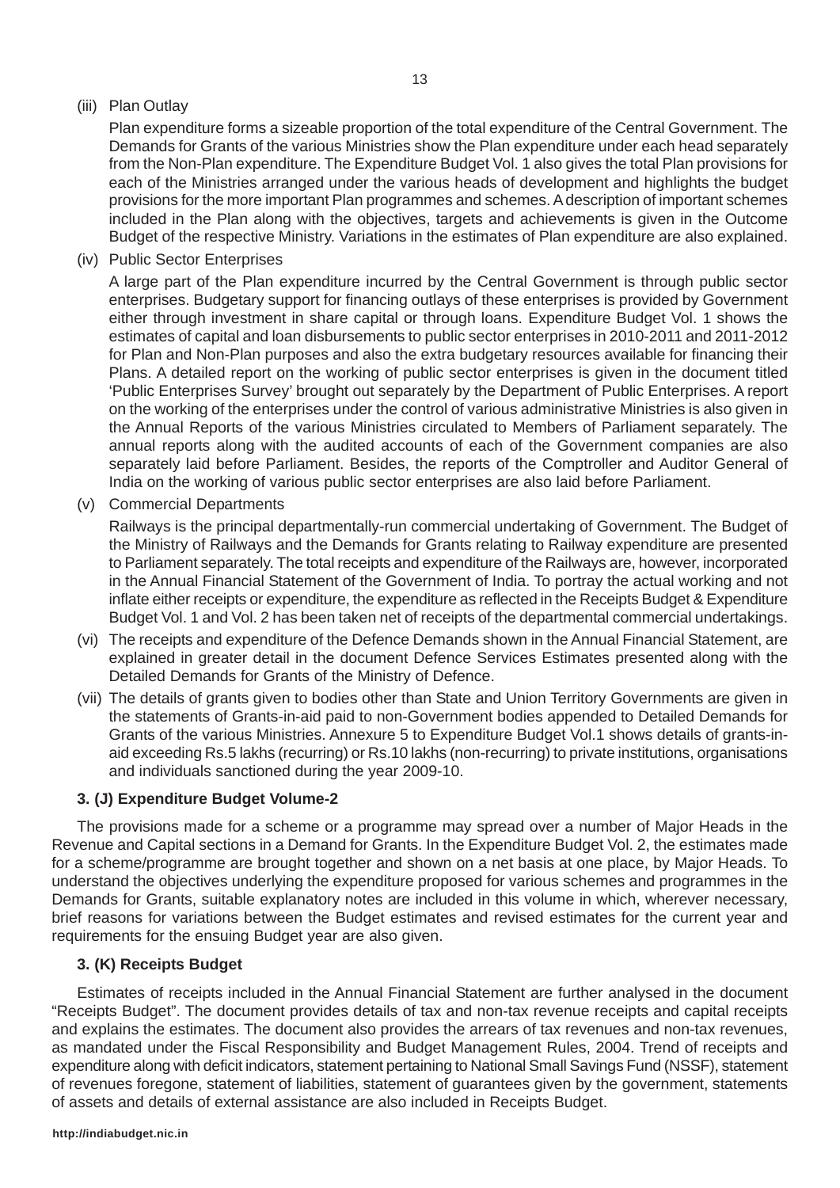(iii) Plan Outlay

Plan expenditure forms a sizeable proportion of the total expenditure of the Central Government. The Demands for Grants of the various Ministries show the Plan expenditure under each head separately from the Non-Plan expenditure. The Expenditure Budget Vol. 1 also gives the total Plan provisions for each of the Ministries arranged under the various heads of development and highlights the budget provisions for the more important Plan programmes and schemes. A description of important schemes included in the Plan along with the objectives, targets and achievements is given in the Outcome Budget of the respective Ministry. Variations in the estimates of Plan expenditure are also explained.

(iv) Public Sector Enterprises

A large part of the Plan expenditure incurred by the Central Government is through public sector enterprises. Budgetary support for financing outlays of these enterprises is provided by Government either through investment in share capital or through loans. Expenditure Budget Vol. 1 shows the estimates of capital and loan disbursements to public sector enterprises in 2010-2011 and 2011-2012 for Plan and Non-Plan purposes and also the extra budgetary resources available for financing their Plans. A detailed report on the working of public sector enterprises is given in the document titled 'Public Enterprises Survey' brought out separately by the Department of Public Enterprises. A report on the working of the enterprises under the control of various administrative Ministries is also given in the Annual Reports of the various Ministries circulated to Members of Parliament separately. The annual reports along with the audited accounts of each of the Government companies are also separately laid before Parliament. Besides, the reports of the Comptroller and Auditor General of India on the working of various public sector enterprises are also laid before Parliament.

(v) Commercial Departments

Railways is the principal departmentally-run commercial undertaking of Government. The Budget of the Ministry of Railways and the Demands for Grants relating to Railway expenditure are presented to Parliament separately. The total receipts and expenditure of the Railways are, however, incorporated in the Annual Financial Statement of the Government of India. To portray the actual working and not inflate either receipts or expenditure, the expenditure as reflected in the Receipts Budget & Expenditure Budget Vol. 1 and Vol. 2 has been taken net of receipts of the departmental commercial undertakings.

(vi) The receipts and expenditure of the Defence Demands shown in the Annual Financial Statement, are explained in greater detail in the document Defence Services Estimates presented along with the Detailed Demands for Grants of the Ministry of Defence.

(vii) The details of grants given to bodies other than State and Union Territory Governments are given in the statements of Grants-in-aid paid to non-Government bodies appended to Detailed Demands for Grants of the various Ministries. Annexure 5 to Expenditure Budget Vol.1 shows details of grants-in-aid exceeding Rs.5 lakhs (recurring) or Rs.10 lakhs (non-recurring) to private institutions, organisations and individuals sanctioned during the year 2009-10.

### 3. (J) Expenditure Budget Volume-2

The provisions made for a scheme or a programme may spread over a number of Major Heads in the Revenue and Capital sections in a Demand for Grants. In the Expenditure Budget Vol. 2, the estimates made for a scheme/programme are brought together and shown on a net basis at one place, by Major Heads. To understand the objectives underlying the expenditure proposed for various schemes and programmes in the Demands for Grants, suitable explanatory notes are included in this volume in which, wherever necessary, brief reasons for variations between the Budget estimates and revised estimates for the current year and requirements for the ensuing Budget year are also given.

### 3. (K) Receipts Budget

Estimates of receipts included in the Annual Financial Statement are further analysed in the document "Receipts Budget". The document provides details of tax and non-tax revenue receipts and capital receipts and explains the estimates. The document also provides the arrears of tax revenues and non-tax revenues, as mandated under the Fiscal Responsibility and Budget Management Rules, 2004. Trend of receipts and expenditure along with deficit indicators, statement pertaining to National Small Savings Fund (NSSF), statement of revenues foregone, statement of liabilities, statement of guarantees given by the government, statements of assets and details of external assistance are also included in Receipts Budget.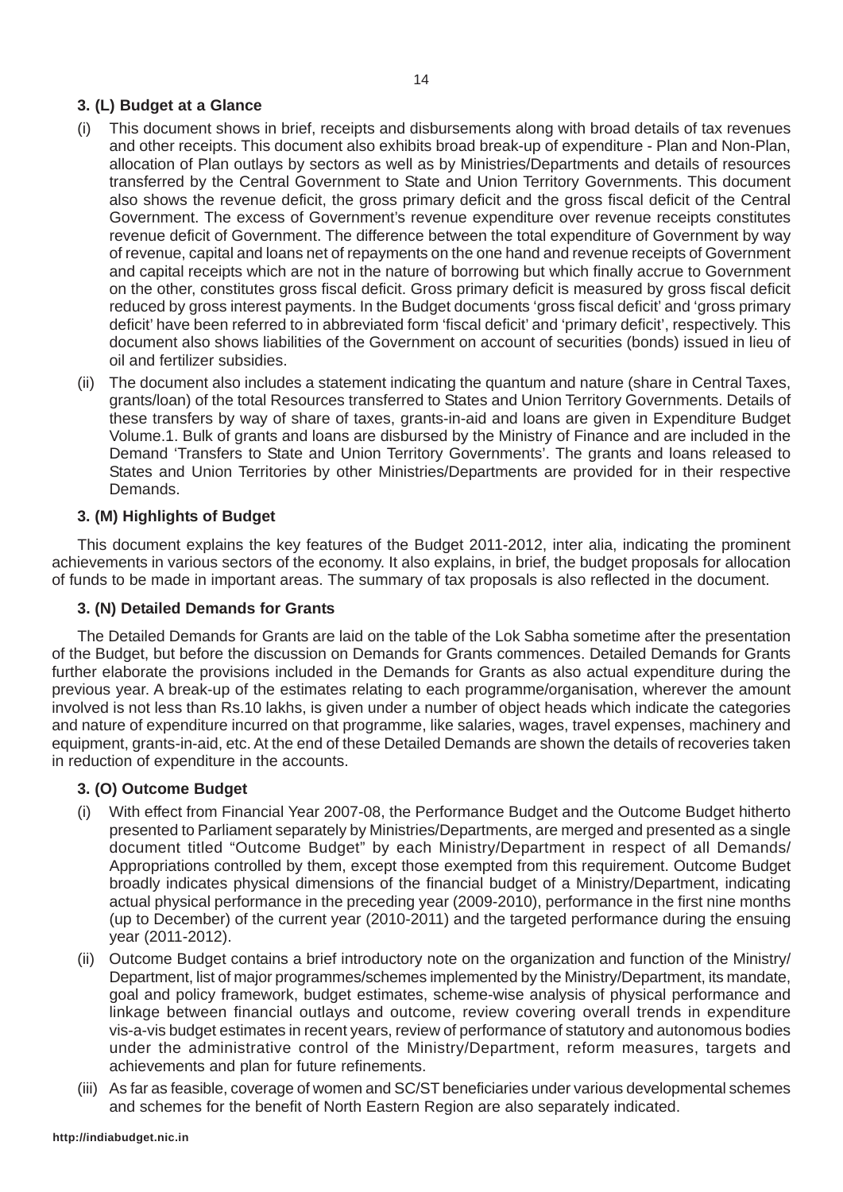### 3. (L) Budget at a Glance

(i) This document shows in brief, receipts and disbursements along with broad details of tax revenues and other receipts. This document also exhibits broad break-up of expenditure - Plan and Non-Plan, allocation of Plan outlays by sectors as well as by Ministries/Departments and details of resources transferred by the Central Government to State and Union Territory Governments. This document also shows the revenue deficit, the gross primary deficit and the gross fiscal deficit of the Central Government. The excess of Government's revenue expenditure over revenue receipts constitutes revenue deficit of Government. The difference between the total expenditure of Government by way of revenue, capital and loans net of repayments on the one hand and revenue receipts of Government and capital receipts which are not in the nature of borrowing but which finally accrue to Government on the other, constitutes gross fiscal deficit. Gross primary deficit is measured by gross fiscal deficit reduced by gross interest payments. In the Budget documents 'gross fiscal deficit' and 'gross primary deficit' have been referred to in abbreviated form 'fiscal deficit' and 'primary deficit', respectively. This document also shows liabilities of the Government on account of securities (bonds) issued in lieu of oil and fertilizer subsidies.

(ii) The document also includes a statement indicating the quantum and nature (share in Central Taxes, grants/loan) of the total Resources transferred to States and Union Territory Governments. Details of these transfers by way of share of taxes, grants-in-aid and loans are given in Expenditure Budget Volume.1. Bulk of grants and loans are disbursed by the Ministry of Finance and are included in the Demand 'Transfers to State and Union Territory Governments'. The grants and loans released to States and Union Territories by other Ministries/Departments are provided for in their respective Demands.

### 3. (M) Highlights of Budget

This document explains the key features of the Budget 2011-2012, inter alia, indicating the prominent achievements in various sectors of the economy. It also explains, in brief, the budget proposals for allocation of funds to be made in important areas. The summary of tax proposals is also reflected in the document.

### 3. (N) Detailed Demands for Grants

The Detailed Demands for Grants are laid on the table of the Lok Sabha sometime after the presentation of the Budget, but before the discussion on Demands for Grants commences. Detailed Demands for Grants further elaborate the provisions included in the Demands for Grants as also actual expenditure during the previous year. A break-up of the estimates relating to each programme/organisation, wherever the amount involved is not less than Rs.10 lakhs, is given under a number of object heads which indicate the categories and nature of expenditure incurred on that programme, like salaries, wages, travel expenses, machinery and equipment, grants-in-aid, etc. At the end of these Detailed Demands are shown the details of recoveries taken in reduction of expenditure in the accounts.

### 3. (O) Outcome Budget

(i) With effect from Financial Year 2007-08, the Performance Budget and the Outcome Budget hitherto presented to Parliament separately by Ministries/Departments, are merged and presented as a single document titled "Outcome Budget" by each Ministry/Department in respect of all Demands/ Appropriations controlled by them, except those exempted from this requirement. Outcome Budget broadly indicates physical dimensions of the financial budget of a Ministry/Department, indicating actual physical performance in the preceding year (2009-2010), performance in the first nine months (up to December) of the current year (2010-2011) and the targeted performance during the ensuing year (2011-2012).

(ii) Outcome Budget contains a brief introductory note on the organization and function of the Ministry/ Department, list of major programmes/schemes implemented by the Ministry/Department, its mandate, goal and policy framework, budget estimates, scheme-wise analysis of physical performance and linkage between financial outlays and outcome, review covering overall trends in expenditure vis-a-vis budget estimates in recent years, review of performance of statutory and autonomous bodies under the administrative control of the Ministry/Department, reform measures, targets and achievements and plan for future refinements.

(iii) As far as feasible, coverage of women and SC/ST beneficiaries under various developmental schemes and schemes for the benefit of North Eastern Region are also separately indicated.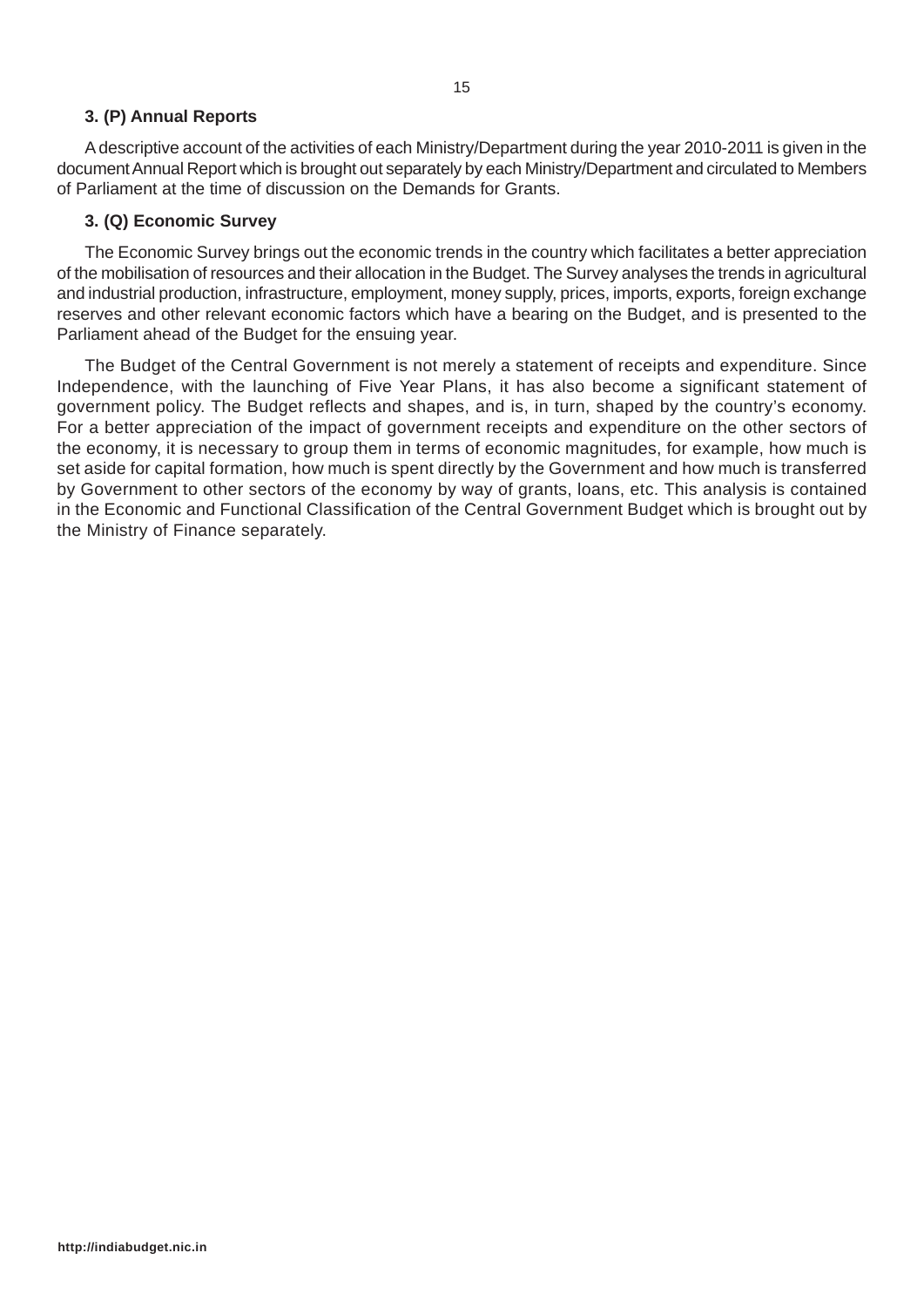### 3. (P) Annual Reports

A descriptive account of the activities of each Ministry/Department during the year 2010-2011 is given in the document Annual Report which is brought out separately by each Ministry/Department and circulated to Members of Parliament at the time of discussion on the Demands for Grants.

### 3. (Q) Economic Survey

The Economic Survey brings out the economic trends in the country which facilitates a better appreciation of the mobilisation of resources and their allocation in the Budget. The Survey analyses the trends in agricultural and industrial production, infrastructure, employment, money supply, prices, imports, exports, foreign exchange reserves and other relevant economic factors which have a bearing on the Budget, and is presented to the Parliament ahead of the Budget for the ensuing year.

The Budget of the Central Government is not merely a statement of receipts and expenditure. Since Independence, with the launching of Five Year Plans, it has also become a significant statement of government policy. The Budget reflects and shapes, and is, in turn, shaped by the country's economy. For a better appreciation of the impact of government receipts and expenditure on the other sectors of the economy, it is necessary to group them in terms of economic magnitudes, for example, how much is set aside for capital formation, how much is spent directly by the Government and how much is transferred by Government to other sectors of the economy by way of grants, loans, etc. This analysis is contained in the Economic and Functional Classification of the Central Government Budget which is brought out by the Ministry of Finance separately.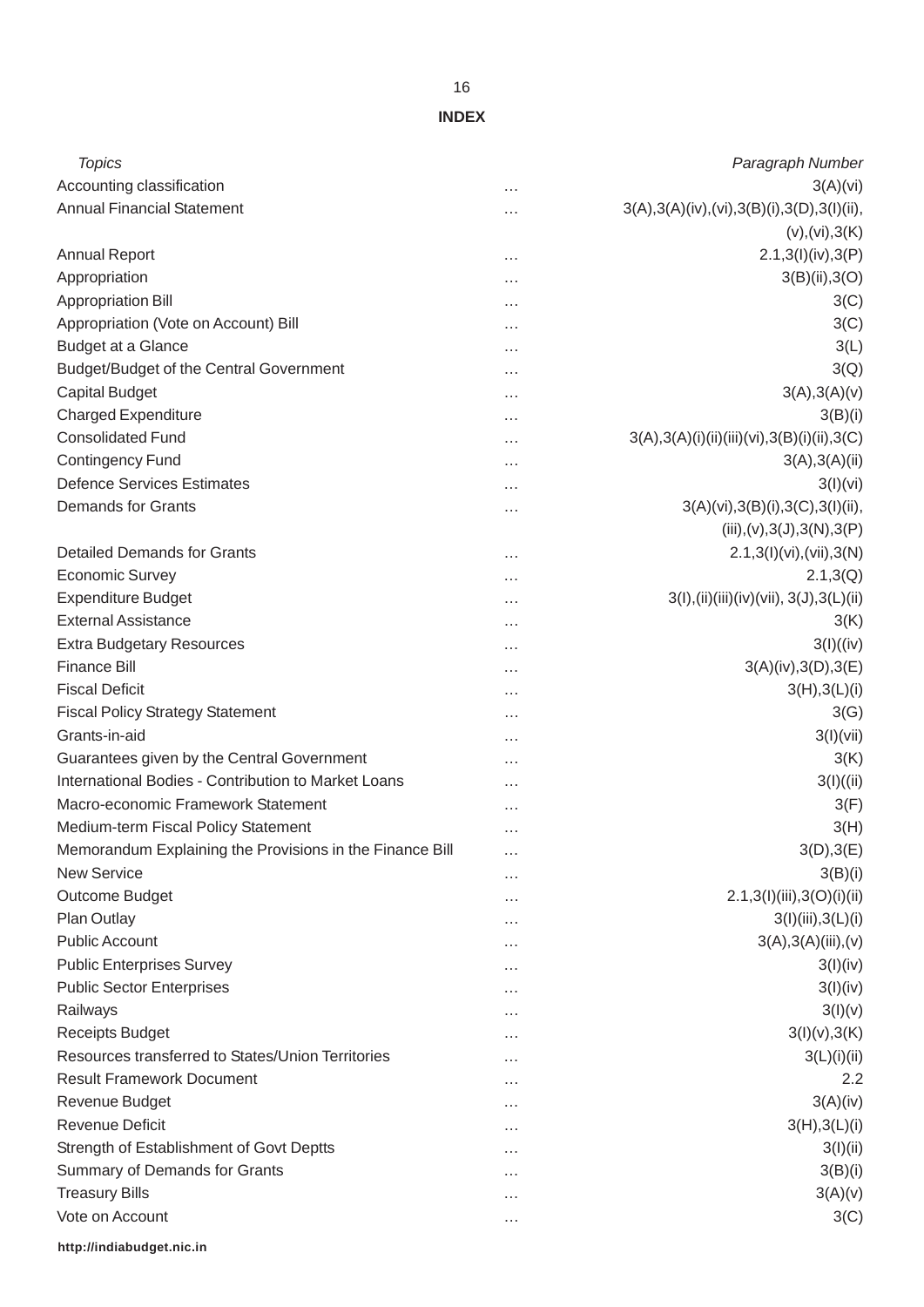# INDEX

| *Topics* | | *Paragraph Number* |
|---|---|---|
| Accounting classification | … | 3(A)(vi) |
| Annual Financial Statement | … | 3(A),3(A)(iv),(vi),3(B)(i),3(D),3(I)(ii), (v),(vi),3(K) |
| Annual Report | … | 2.1,3(I)(iv),3(P) |
| Appropriation | … | 3(B)(ii),3(O) |
| Appropriation Bill | … | 3(C) |
| Appropriation (Vote on Account) Bill | … | 3(C) |
| Budget at a Glance | … | 3(L) |
| Budget/Budget of the Central Government | … | 3(Q) |
| Capital Budget | … | 3(A),3(A)(v) |
| Charged Expenditure | … | 3(B)(i) |
| Consolidated Fund | … | 3(A),3(A)(i)(ii)(iii)(vi),3(B)(i)(ii),3(C) |
| Contingency Fund | … | 3(A),3(A)(ii) |
| Defence Services Estimates | … | 3(I)(vi) |
| Demands for Grants | … | 3(A)(vi),3(B)(i),3(C),3(I)(ii), (iii),(v),3(J),3(N),3(P) |
| Detailed Demands for Grants | … | 2.1,3(I)(vi),(vii),3(N) |
| Economic Survey | … | 2.1,3(Q) |
| Expenditure Budget | … | 3(I),(ii)(iii)(iv)(vii), 3(J),3(L)(ii) |
| External Assistance | … | 3(K) |
| Extra Budgetary Resources | … | 3(I)((iv) |
| Finance Bill | … | 3(A)(iv),3(D),3(E) |
| Fiscal Deficit | … | 3(H),3(L)(i) |
| Fiscal Policy Strategy Statement | … | 3(G) |
| Grants-in-aid | … | 3(I)(vii) |
| Guarantees given by the Central Government | … | 3(K) |
| International Bodies - Contribution to Market Loans | … | 3(I)((ii) |
| Macro-economic Framework Statement | … | 3(F) |
| Medium-term Fiscal Policy Statement | … | 3(H) |
| Memorandum Explaining the Provisions in the Finance Bill | … | 3(D),3(E) |
| New Service | … | 3(B)(i) |
| Outcome Budget | … | 2.1,3(I)(iii),3(O)(i)(ii) |
| Plan Outlay | … | 3(I)(iii),3(L)(i) |
| Public Account | … | 3(A),3(A)(iii),(v) |
| Public Enterprises Survey | … | 3(I)(iv) |
| Public Sector Enterprises | … | 3(I)(iv) |
| Railways | … | 3(I)(v) |
| Receipts Budget | … | 3(I)(v),3(K) |
| Resources transferred to States/Union Territories | … | 3(L)(i)(ii) |
| Result Framework Document | … | 2.2 |
| Revenue Budget | … | 3(A)(iv) |
| Revenue Deficit | … | 3(H),3(L)(i) |
| Strength of Establishment of Govt Deptts | … | 3(I)(ii) |
| Summary of Demands for Grants | … | 3(B)(i) |
| Treasury Bills | … | 3(A)(v) |
| Vote on Account | … | 3(C) |

http://indiabudget.nic.in